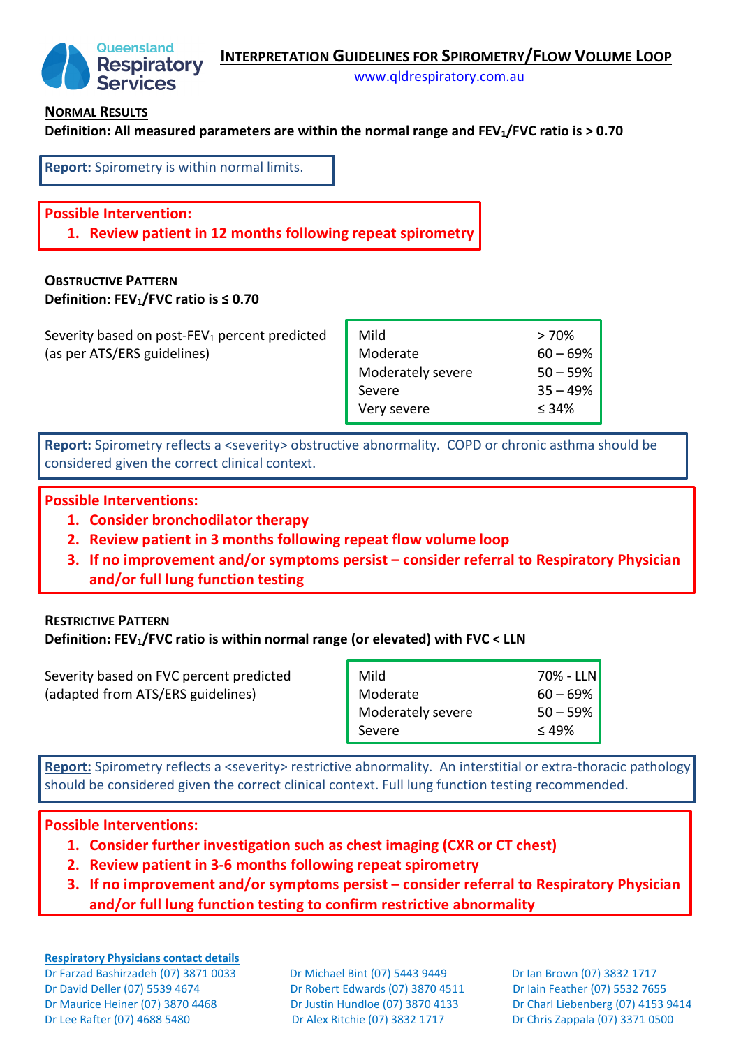Queensland Respiratory Services

# INTERPRETATION GUIDELINES FOR SPIROMETRY/FLOW VOLUME LOOP

www.qldrespiratory.com.au

## NORMAL RESULTS

**Definition: All measured parameters are within the normal range and $FEV_1$/FVC ratio is > 0.70**

**Report:** Spirometry is within normal limits.

**Possible Intervention:**

1. **Review patient in 12 months following repeat spirometry**

## OBSTRUCTIVE PATTERN

**Definition: $FEV_1$/FVC ratio is ≤ 0.70**

Severity based on post-$FEV_1$ percent predicted (as per ATS/ERS guidelines)

| | |
|---|---|
| Mild | > 70% |
| Moderate | 60 – 69% |
| Moderately severe | 50 – 59% |
| Severe | 35 – 49% |
| Very severe | ≤ 34% |

**Report:** Spirometry reflects a <severity> obstructive abnormality. COPD or chronic asthma should be considered given the correct clinical context.

**Possible Interventions:**

1. **Consider bronchodilator therapy**
2. **Review patient in 3 months following repeat flow volume loop**
3. **If no improvement and/or symptoms persist – consider referral to Respiratory Physician and/or full lung function testing**

## RESTRICTIVE PATTERN

**Definition: $FEV_1$/FVC ratio is within normal range (or elevated) with FVC < LLN**

Severity based on FVC percent predicted (adapted from ATS/ERS guidelines)

| | |
|---|---|
| Mild | 70% - LLN |
| Moderate | 60 – 69% |
| Moderately severe | 50 – 59% |
| Severe | ≤ 49% |

**Report:** Spirometry reflects a <severity> restrictive abnormality. An interstitial or extra-thoracic pathology should be considered given the correct clinical context. Full lung function testing recommended.

**Possible Interventions:**

1. **Consider further investigation such as chest imaging (CXR or CT chest)**
2. **Review patient in 3-6 months following repeat spirometry**
3. **If no improvement and/or symptoms persist – consider referral to Respiratory Physician and/or full lung function testing to confirm restrictive abnormality**

**Respiratory Physicians contact details**

Dr Farzad Bashirzadeh (07) 3871 0033
Dr David Deller (07) 5539 4674
Dr Maurice Heiner (07) 3870 4468
Dr Lee Rafter (07) 4688 5480
Dr Michael Bint (07) 5443 9449
Dr Robert Edwards (07) 3870 4511
Dr Justin Hundloe (07) 3870 4133
Dr Alex Ritchie (07) 3832 1717
Dr Ian Brown (07) 3832 1717
Dr Iain Feather (07) 5532 7655
Dr Charl Liebenberg (07) 4153 9414
Dr Chris Zappala (07) 3371 0500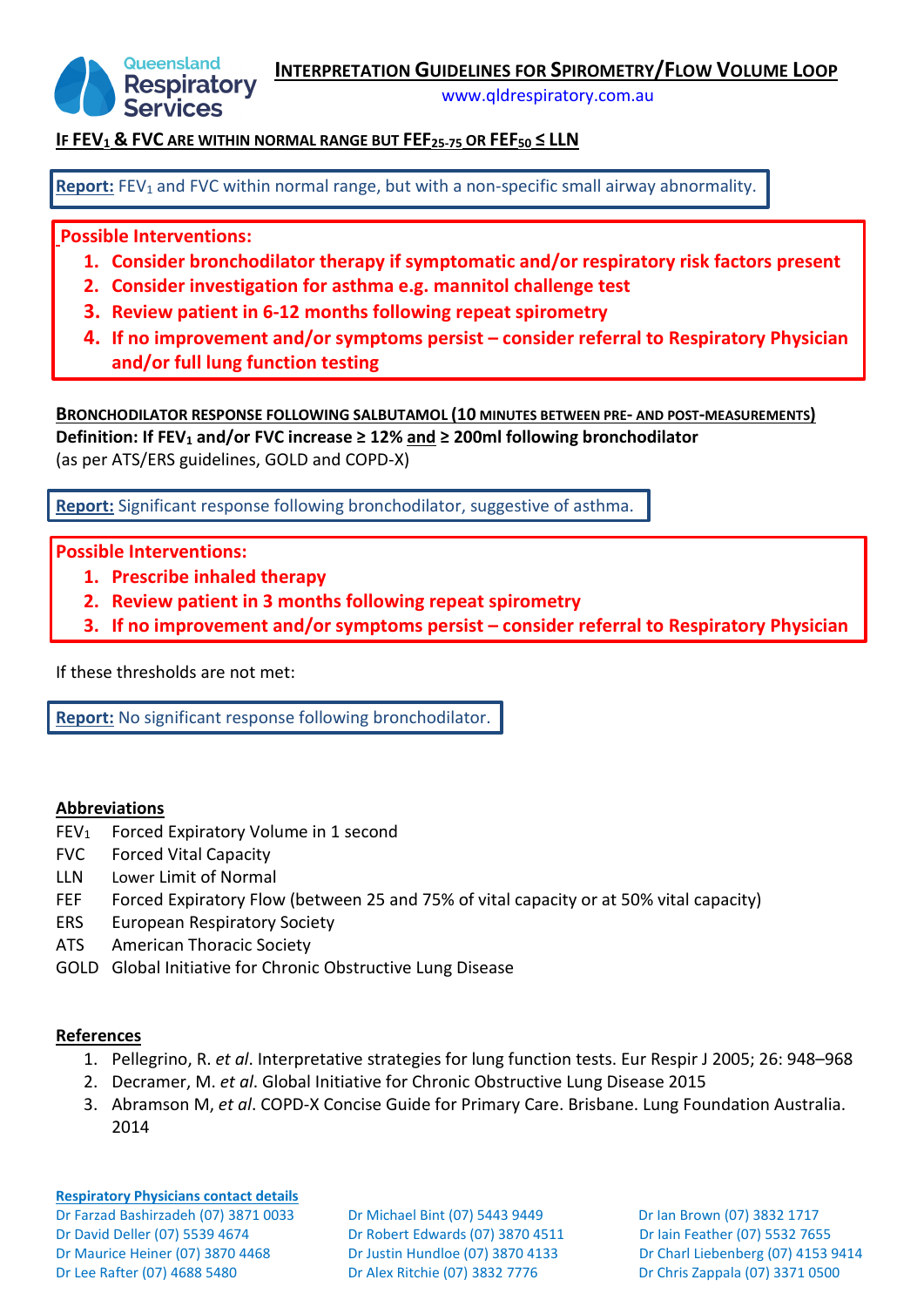**Queensland Respiratory Services**

# INTERPRETATION GUIDELINES FOR SPIROMETRY/FLOW VOLUME LOOP

www.qldrespiratory.com.au

## IF $FEV_1$ & FVC ARE WITHIN NORMAL RANGE BUT $FEF_{25\text{-}75}$ OR $FEF_{50}$ ≤ LLN

**Report:** $FEV_1$ and FVC within normal range, but with a non-specific small airway abnormality.

**Possible Interventions:**

1. **Consider bronchodilator therapy if symptomatic and/or respiratory risk factors present**
2. **Consider investigation for asthma e.g. mannitol challenge test**
3. **Review patient in 6-12 months following repeat spirometry**
4. **If no improvement and/or symptoms persist – consider referral to Respiratory Physician and/or full lung function testing**

## BRONCHODILATOR RESPONSE FOLLOWING SALBUTAMOL (10 MINUTES BETWEEN PRE- AND POST-MEASUREMENTS)

**Definition: If $FEV_1$ and/or FVC increase ≥ 12% and ≥ 200ml following bronchodilator**
(as per ATS/ERS guidelines, GOLD and COPD-X)

**Report:** Significant response following bronchodilator, suggestive of asthma.

**Possible Interventions:**

1. **Prescribe inhaled therapy**
2. **Review patient in 3 months following repeat spirometry**
3. **If no improvement and/or symptoms persist – consider referral to Respiratory Physician**

If these thresholds are not met:

**Report:** No significant response following bronchodilator.

## Abbreviations

$FEV_1$ Forced Expiratory Volume in 1 second
FVC Forced Vital Capacity
LLN Lower Limit of Normal
FEF Forced Expiratory Flow (between 25 and 75% of vital capacity or at 50% vital capacity)
ERS European Respiratory Society
ATS American Thoracic Society
GOLD Global Initiative for Chronic Obstructive Lung Disease

## References

1. Pellegrino, R. *et al*. Interpretative strategies for lung function tests. Eur Respir J 2005; 26: 948–968
2. Decramer, M. *et al*. Global Initiative for Chronic Obstructive Lung Disease 2015
3. Abramson M, *et al*. COPD-X Concise Guide for Primary Care. Brisbane. Lung Foundation Australia. 2014

**Respiratory Physicians contact details**

Dr Farzad Bashirzadeh (07) 3871 0033
Dr David Deller (07) 5539 4674
Dr Maurice Heiner (07) 3870 4468
Dr Lee Rafter (07) 4688 5480
Dr Michael Bint (07) 5443 9449
Dr Robert Edwards (07) 3870 4511
Dr Justin Hundloe (07) 3870 4133
Dr Alex Ritchie (07) 3832 7776
Dr Ian Brown (07) 3832 1717
Dr Iain Feather (07) 5532 7655
Dr Charl Liebenberg (07) 4153 9414
Dr Chris Zappala (07) 3371 0500